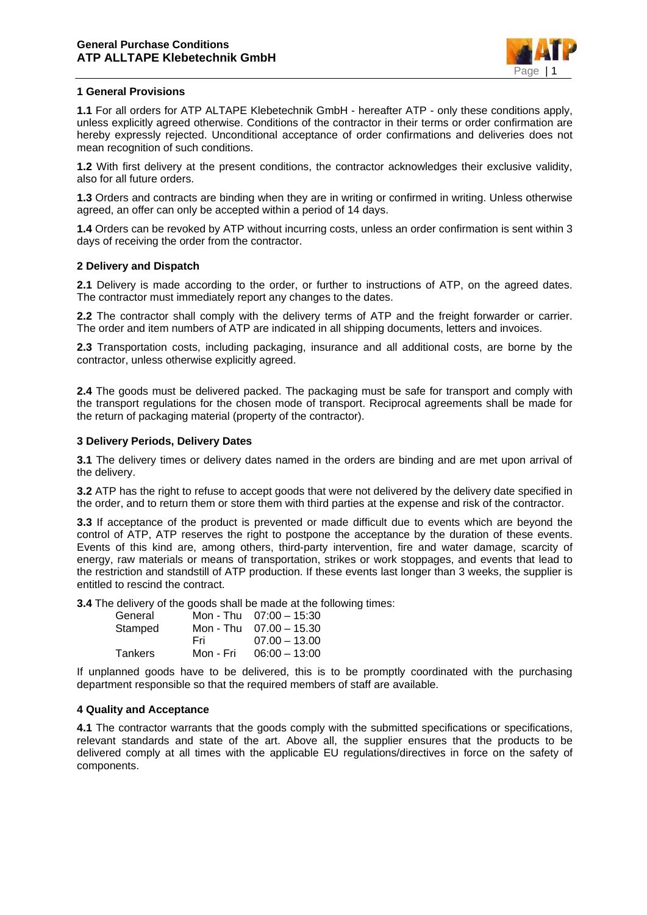# General Purchase Conditions
# ATP ALLTAPE Klebetechnik GmbH

## 1 General Provisions

**1.1** For all orders for ATP ALTAPE Klebetechnik GmbH - hereafter ATP - only these conditions apply, unless explicitly agreed otherwise. Conditions of the contractor in their terms or order confirmation are hereby expressly rejected. Unconditional acceptance of order confirmations and deliveries does not mean recognition of such conditions.

**1.2** With first delivery at the present conditions, the contractor acknowledges their exclusive validity, also for all future orders.

**1.3** Orders and contracts are binding when they are in writing or confirmed in writing. Unless otherwise agreed, an offer can only be accepted within a period of 14 days.

**1.4** Orders can be revoked by ATP without incurring costs, unless an order confirmation is sent within 3 days of receiving the order from the contractor.

## 2 Delivery and Dispatch

**2.1** Delivery is made according to the order, or further to instructions of ATP, on the agreed dates. The contractor must immediately report any changes to the dates.

**2.2** The contractor shall comply with the delivery terms of ATP and the freight forwarder or carrier. The order and item numbers of ATP are indicated in all shipping documents, letters and invoices.

**2.3** Transportation costs, including packaging, insurance and all additional costs, are borne by the contractor, unless otherwise explicitly agreed.

**2.4** The goods must be delivered packed. The packaging must be safe for transport and comply with the transport regulations for the chosen mode of transport. Reciprocal agreements shall be made for the return of packaging material (property of the contractor).

## 3 Delivery Periods, Delivery Dates

**3.1** The delivery times or delivery dates named in the orders are binding and are met upon arrival of the delivery.

**3.2** ATP has the right to refuse to accept goods that were not delivered by the delivery date specified in the order, and to return them or store them with third parties at the expense and risk of the contractor.

**3.3** If acceptance of the product is prevented or made difficult due to events which are beyond the control of ATP, ATP reserves the right to postpone the acceptance by the duration of these events. Events of this kind are, among others, third-party intervention, fire and water damage, scarcity of energy, raw materials or means of transportation, strikes or work stoppages, and events that lead to the restriction and standstill of ATP production. If these events last longer than 3 weeks, the supplier is entitled to rescind the contract.

**3.4** The delivery of the goods shall be made at the following times:

| | | |
|---|---|---|
| General | Mon - Thu | 07:00 – 15:30 |
| Stamped | Mon - Thu | 07.00 – 15.30 |
| | Fri | 07.00 – 13.00 |
| Tankers | Mon - Fri | 06:00 – 13:00 |

If unplanned goods have to be delivered, this is to be promptly coordinated with the purchasing department responsible so that the required members of staff are available.

## 4 Quality and Acceptance

**4.1** The contractor warrants that the goods comply with the submitted specifications or specifications, relevant standards and state of the art. Above all, the supplier ensures that the products to be delivered comply at all times with the applicable EU regulations/directives in force on the safety of components.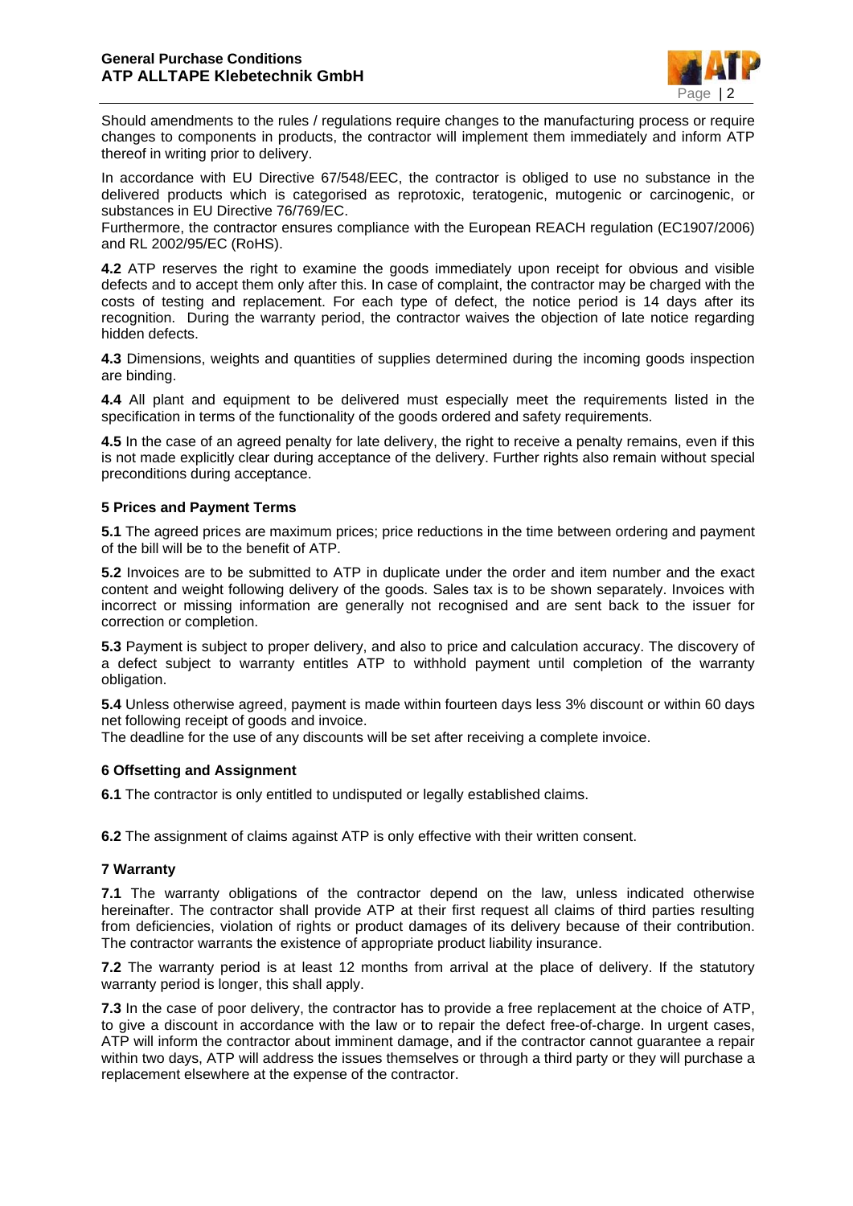Should amendments to the rules / regulations require changes to the manufacturing process or require changes to components in products, the contractor will implement them immediately and inform ATP thereof in writing prior to delivery.

In accordance with EU Directive 67/548/EEC, the contractor is obliged to use no substance in the delivered products which is categorised as reprotoxic, teratogenic, mutogenic or carcinogenic, or substances in EU Directive 76/769/EC.
Furthermore, the contractor ensures compliance with the European REACH regulation (EC1907/2006) and RL 2002/95/EC (RoHS).

**4.2** ATP reserves the right to examine the goods immediately upon receipt for obvious and visible defects and to accept them only after this. In case of complaint, the contractor may be charged with the costs of testing and replacement. For each type of defect, the notice period is 14 days after its recognition. During the warranty period, the contractor waives the objection of late notice regarding hidden defects.

**4.3** Dimensions, weights and quantities of supplies determined during the incoming goods inspection are binding.

**4.4** All plant and equipment to be delivered must especially meet the requirements listed in the specification in terms of the functionality of the goods ordered and safety requirements.

**4.5** In the case of an agreed penalty for late delivery, the right to receive a penalty remains, even if this is not made explicitly clear during acceptance of the delivery. Further rights also remain without special preconditions during acceptance.

### 5 Prices and Payment Terms

**5.1** The agreed prices are maximum prices; price reductions in the time between ordering and payment of the bill will be to the benefit of ATP.

**5.2** Invoices are to be submitted to ATP in duplicate under the order and item number and the exact content and weight following delivery of the goods. Sales tax is to be shown separately. Invoices with incorrect or missing information are generally not recognised and are sent back to the issuer for correction or completion.

**5.3** Payment is subject to proper delivery, and also to price and calculation accuracy. The discovery of a defect subject to warranty entitles ATP to withhold payment until completion of the warranty obligation.

**5.4** Unless otherwise agreed, payment is made within fourteen days less 3% discount or within 60 days net following receipt of goods and invoice.
The deadline for the use of any discounts will be set after receiving a complete invoice.

### 6 Offsetting and Assignment

**6.1** The contractor is only entitled to undisputed or legally established claims.

**6.2** The assignment of claims against ATP is only effective with their written consent.

### 7 Warranty

**7.1** The warranty obligations of the contractor depend on the law, unless indicated otherwise hereinafter. The contractor shall provide ATP at their first request all claims of third parties resulting from deficiencies, violation of rights or product damages of its delivery because of their contribution. The contractor warrants the existence of appropriate product liability insurance.

**7.2** The warranty period is at least 12 months from arrival at the place of delivery. If the statutory warranty period is longer, this shall apply.

**7.3** In the case of poor delivery, the contractor has to provide a free replacement at the choice of ATP, to give a discount in accordance with the law or to repair the defect free-of-charge. In urgent cases, ATP will inform the contractor about imminent damage, and if the contractor cannot guarantee a repair within two days, ATP will address the issues themselves or through a third party or they will purchase a replacement elsewhere at the expense of the contractor.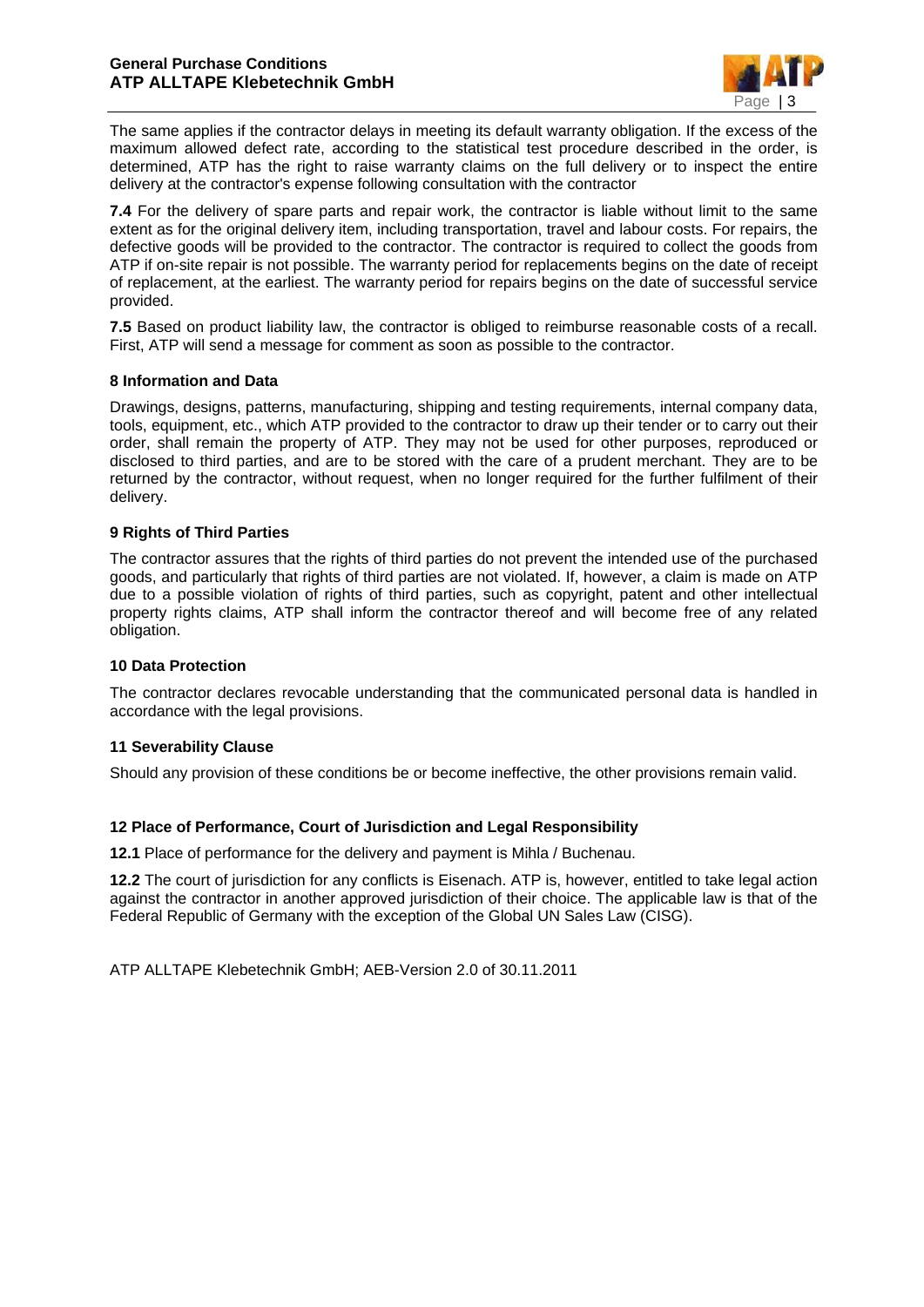The same applies if the contractor delays in meeting its default warranty obligation. If the excess of the maximum allowed defect rate, according to the statistical test procedure described in the order, is determined, ATP has the right to raise warranty claims on the full delivery or to inspect the entire delivery at the contractor's expense following consultation with the contractor

**7.4** For the delivery of spare parts and repair work, the contractor is liable without limit to the same extent as for the original delivery item, including transportation, travel and labour costs. For repairs, the defective goods will be provided to the contractor. The contractor is required to collect the goods from ATP if on-site repair is not possible. The warranty period for replacements begins on the date of receipt of replacement, at the earliest. The warranty period for repairs begins on the date of successful service provided.

**7.5** Based on product liability law, the contractor is obliged to reimburse reasonable costs of a recall. First, ATP will send a message for comment as soon as possible to the contractor.

### 8 Information and Data

Drawings, designs, patterns, manufacturing, shipping and testing requirements, internal company data, tools, equipment, etc., which ATP provided to the contractor to draw up their tender or to carry out their order, shall remain the property of ATP. They may not be used for other purposes, reproduced or disclosed to third parties, and are to be stored with the care of a prudent merchant. They are to be returned by the contractor, without request, when no longer required for the further fulfilment of their delivery.

### 9 Rights of Third Parties

The contractor assures that the rights of third parties do not prevent the intended use of the purchased goods, and particularly that rights of third parties are not violated. If, however, a claim is made on ATP due to a possible violation of rights of third parties, such as copyright, patent and other intellectual property rights claims, ATP shall inform the contractor thereof and will become free of any related obligation.

### 10 Data Protection

The contractor declares revocable understanding that the communicated personal data is handled in accordance with the legal provisions.

### 11 Severability Clause

Should any provision of these conditions be or become ineffective, the other provisions remain valid.

### 12 Place of Performance, Court of Jurisdiction and Legal Responsibility

**12.1** Place of performance for the delivery and payment is Mihla / Buchenau.

**12.2** The court of jurisdiction for any conflicts is Eisenach. ATP is, however, entitled to take legal action against the contractor in another approved jurisdiction of their choice. The applicable law is that of the Federal Republic of Germany with the exception of the Global UN Sales Law (CISG).

ATP ALLTAPE Klebetechnik GmbH; AEB-Version 2.0 of 30.11.2011